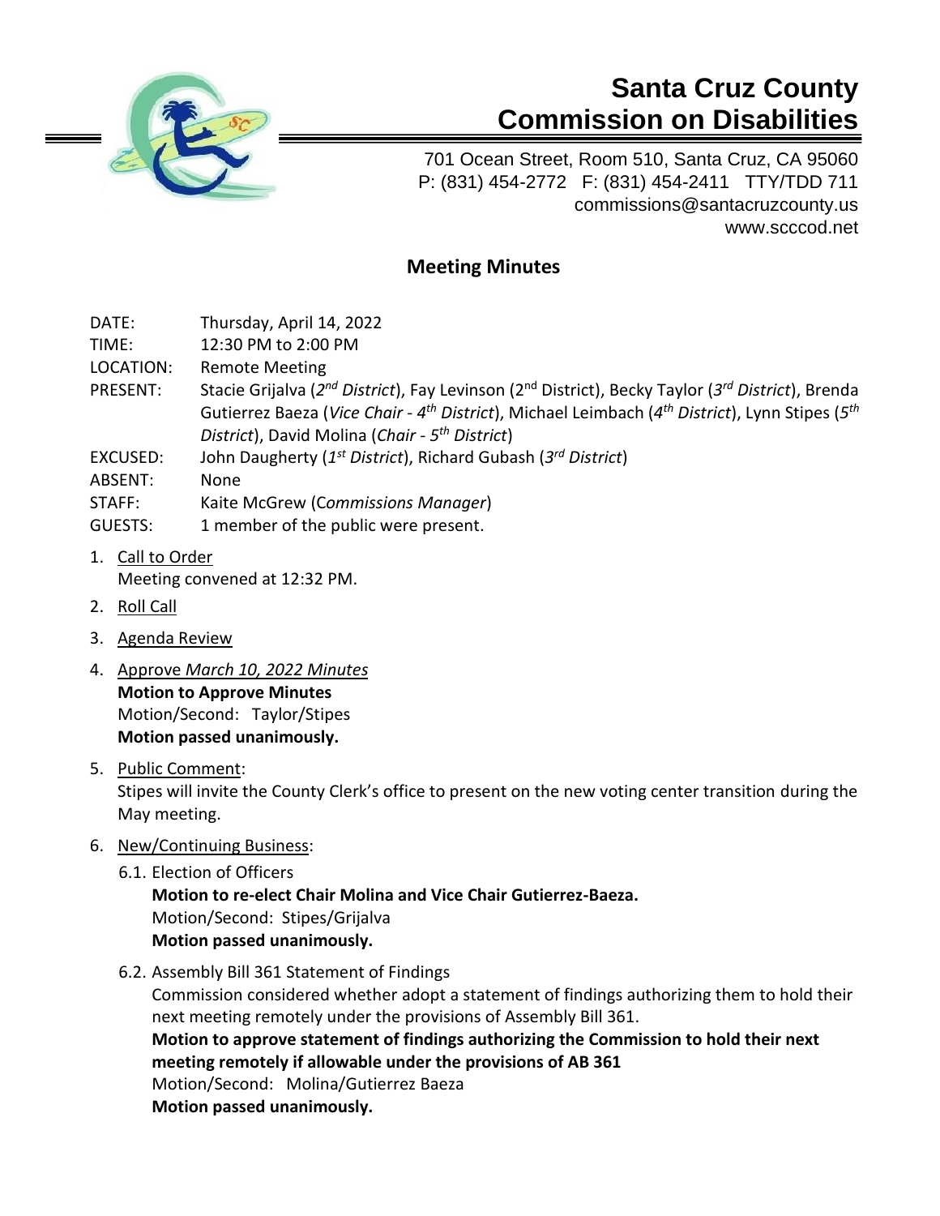# Santa Cruz County Commission on Disabilities

701 Ocean Street, Room 510, Santa Cruz, CA 95060
P: (831) 454-2772 F: (831) 454-2411 TTY/TDD 711
commissions@santacruzcounty.us
www.scccod.net

## Meeting Minutes

DATE: Thursday, April 14, 2022
TIME: 12:30 PM to 2:00 PM
LOCATION: Remote Meeting
PRESENT: Stacie Grijalva (*2nd District*), Fay Levinson (2nd District), Becky Taylor (*3rd District*), Brenda Gutierrez Baeza (*Vice Chair - 4th District*), Michael Leimbach (*4th District*), Lynn Stipes (*5th District*), David Molina (*Chair - 5th District*)
EXCUSED: John Daugherty (*1st District*), Richard Gubash (*3rd District*)
ABSENT: None
STAFF: Kaite McGrew (C*ommissions Manager*)
GUESTS: 1 member of the public were present.

1. Call to Order
   Meeting convened at 12:32 PM.
2. Roll Call
3. Agenda Review
4. Approve *March 10, 2022 Minutes*
   **Motion to Approve Minutes**
   Motion/Second: Taylor/Stipes
   **Motion passed unanimously.**
5. Public Comment:
   Stipes will invite the County Clerk's office to present on the new voting center transition during the May meeting.
6. New/Continuing Business:
   6.1. Election of Officers
   **Motion to re-elect Chair Molina and Vice Chair Gutierrez-Baeza.**
   Motion/Second: Stipes/Grijalva
   **Motion passed unanimously.**

   6.2. Assembly Bill 361 Statement of Findings
   Commission considered whether adopt a statement of findings authorizing them to hold their next meeting remotely under the provisions of Assembly Bill 361.
   **Motion to approve statement of findings authorizing the Commission to hold their next meeting remotely if allowable under the provisions of AB 361**
   Motion/Second: Molina/Gutierrez Baeza
   **Motion passed unanimously.**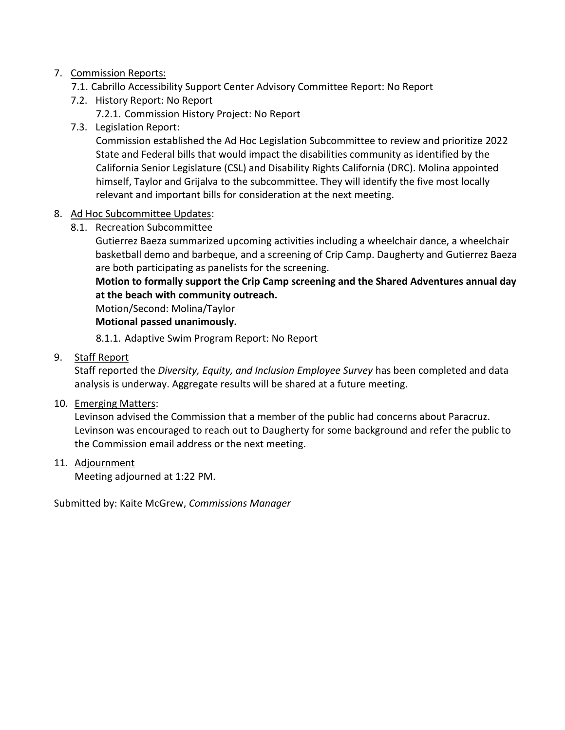7. <u>Commission Reports:</u>
   - 7.1. Cabrillo Accessibility Support Center Advisory Committee Report: No Report
   - 7.2. History Report: No Report
     - 7.2.1. Commission History Project: No Report
   - 7.3. Legislation Report:

     Commission established the Ad Hoc Legislation Subcommittee to review and prioritize 2022 State and Federal bills that would impact the disabilities community as identified by the California Senior Legislature (CSL) and Disability Rights California (DRC). Molina appointed himself, Taylor and Grijalva to the subcommittee. They will identify the five most locally relevant and important bills for consideration at the next meeting.

8. <u>Ad Hoc Subcommittee Updates</u>:
   - 8.1. Recreation Subcommittee

     Gutierrez Baeza summarized upcoming activities including a wheelchair dance, a wheelchair basketball demo and barbeque, and a screening of Crip Camp. Daugherty and Gutierrez Baeza are both participating as panelists for the screening.

     **Motion to formally support the Crip Camp screening and the Shared Adventures annual day at the beach with community outreach.**

     Motion/Second: Molina/Taylor

     **Motional passed unanimously.**

     - 8.1.1. Adaptive Swim Program Report: No Report

9. <u>Staff Report</u>

   Staff reported the *Diversity, Equity, and Inclusion Employee Survey* has been completed and data analysis is underway. Aggregate results will be shared at a future meeting.

10. <u>Emerging Matters</u>:

    Levinson advised the Commission that a member of the public had concerns about Paracruz. Levinson was encouraged to reach out to Daugherty for some background and refer the public to the Commission email address or the next meeting.

11. <u>Adjournment</u>

    Meeting adjourned at 1:22 PM.

Submitted by: Kaite McGrew, *Commissions Manager*